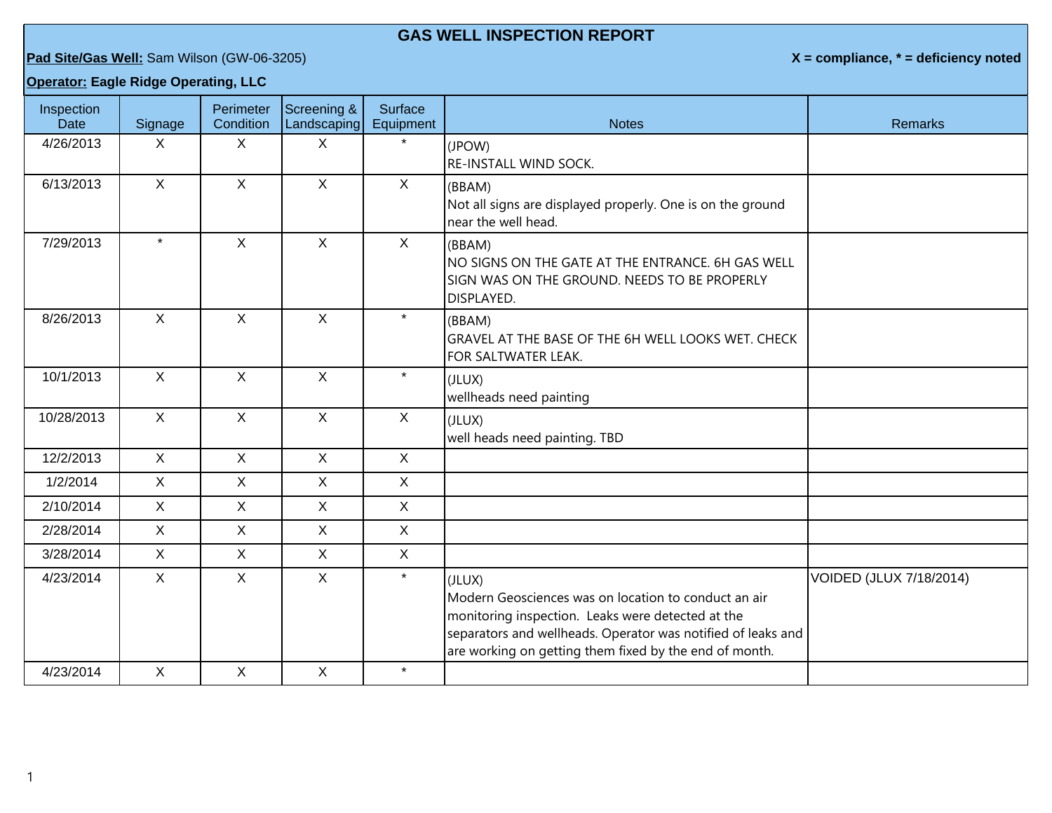# GAS WELL INSPECTION REPORT

**Pad Site/Gas Well:** Sam Wilson (GW-06-3205)

**X = compliance, * = deficiency noted**

**Operator: Eagle Ridge Operating, LLC**

| Inspection Date | Signage | Perimeter Condition | Screening & Landscaping | Surface Equipment | Notes | Remarks |
|---|---|---|---|---|---|---|
| 4/26/2013 | X | X | X | * | (JPOW)<br>RE-INSTALL WIND SOCK. | |
| 6/13/2013 | X | X | X | X | (BBAM)<br>Not all signs are displayed properly. One is on the ground near the well head. | |
| 7/29/2013 | * | X | X | X | (BBAM)<br>NO SIGNS ON THE GATE AT THE ENTRANCE. 6H GAS WELL SIGN WAS ON THE GROUND. NEEDS TO BE PROPERLY DISPLAYED. | |
| 8/26/2013 | X | X | X | * | (BBAM)<br>GRAVEL AT THE BASE OF THE 6H WELL LOOKS WET. CHECK FOR SALTWATER LEAK. | |
| 10/1/2013 | X | X | X | * | (JLUX)<br>wellheads need painting | |
| 10/28/2013 | X | X | X | X | (JLUX)<br>well heads need painting. TBD | |
| 12/2/2013 | X | X | X | X | | |
| 1/2/2014 | X | X | X | X | | |
| 2/10/2014 | X | X | X | X | | |
| 2/28/2014 | X | X | X | X | | |
| 3/28/2014 | X | X | X | X | | |
| 4/23/2014 | X | X | X | * | (JLUX)<br>Modern Geosciences was on location to conduct an air monitoring inspection. Leaks were detected at the separators and wellheads. Operator was notified of leaks and are working on getting them fixed by the end of month. | VOIDED (JLUX 7/18/2014) |
| 4/23/2014 | X | X | X | * | | |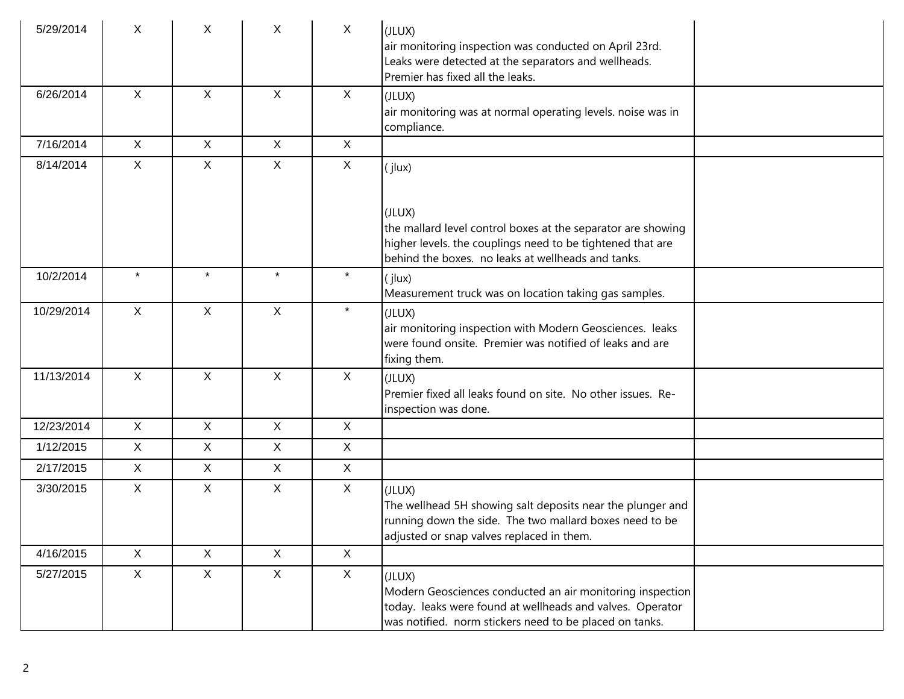| | | | | | | |
|---|---|---|---|---|---|---|
| 5/29/2014 | X | X | X | X | (JLUX)<br>air monitoring inspection was conducted on April 23rd. Leaks were detected at the separators and wellheads. Premier has fixed all the leaks. | |
| 6/26/2014 | X | X | X | X | (JLUX)<br>air monitoring was at normal operating levels. noise was in compliance. | |
| 7/16/2014 | X | X | X | X | | |
| 8/14/2014 | X | X | X | X | ( jlux)<br><br>(JLUX)<br>the mallard level control boxes at the separator are showing higher levels. the couplings need to be tightened that are behind the boxes. no leaks at wellheads and tanks. | |
| 10/2/2014 | * | * | * | * | ( jlux)<br>Measurement truck was on location taking gas samples. | |
| 10/29/2014 | X | X | X | * | (JLUX)<br>air monitoring inspection with Modern Geosciences. leaks were found onsite. Premier was notified of leaks and are fixing them. | |
| 11/13/2014 | X | X | X | X | (JLUX)<br>Premier fixed all leaks found on site. No other issues. Re-inspection was done. | |
| 12/23/2014 | X | X | X | X | | |
| 1/12/2015 | X | X | X | X | | |
| 2/17/2015 | X | X | X | X | | |
| 3/30/2015 | X | X | X | X | (JLUX)<br>The wellhead 5H showing salt deposits near the plunger and running down the side. The two mallard boxes need to be adjusted or snap valves replaced in them. | |
| 4/16/2015 | X | X | X | X | | |
| 5/27/2015 | X | X | X | X | (JLUX)<br>Modern Geosciences conducted an air monitoring inspection today. leaks were found at wellheads and valves. Operator was notified. norm stickers need to be placed on tanks. | |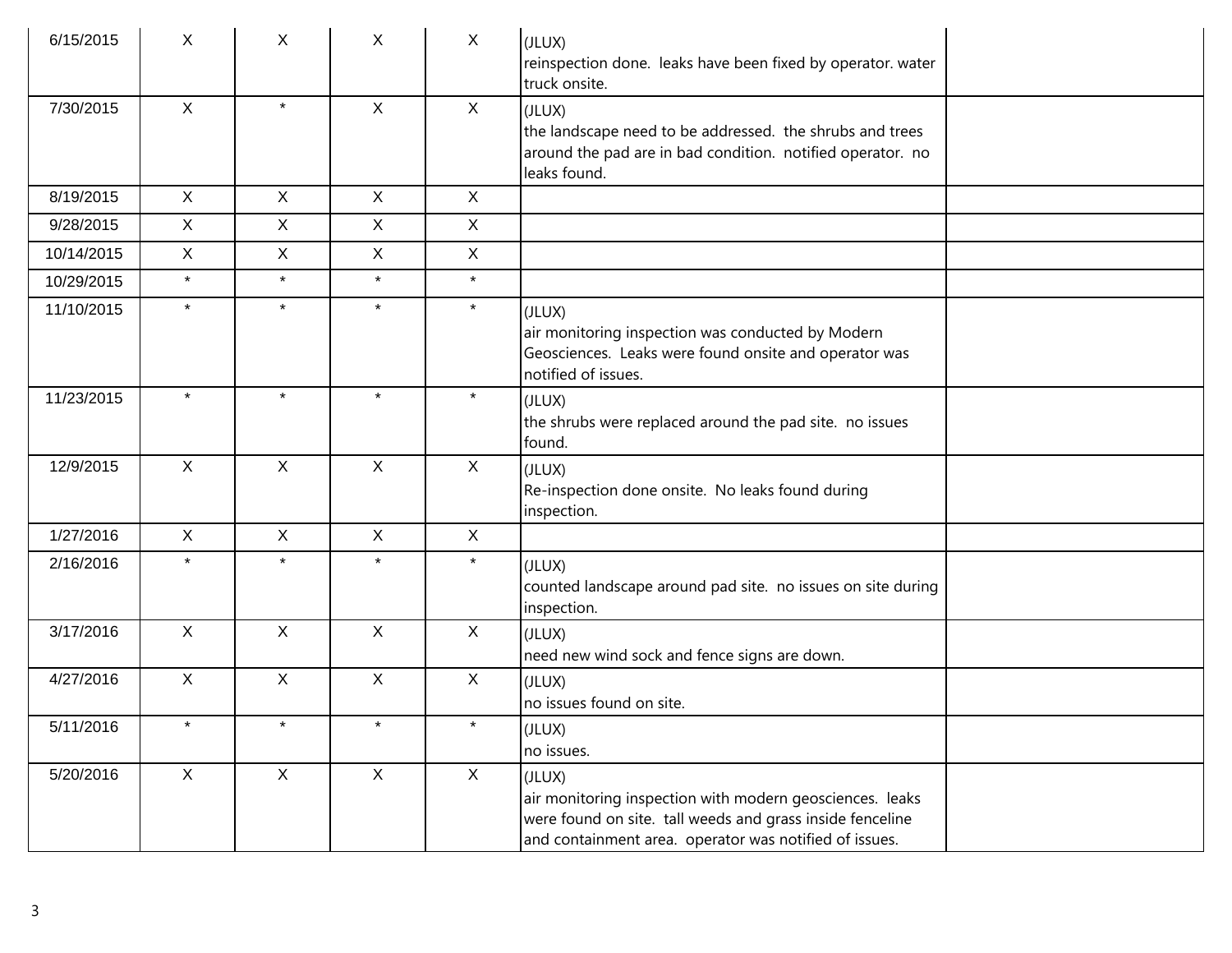| | | | | | | |
|---|---|---|---|---|---|---|
| 6/15/2015 | X | X | X | X | (JLUX)<br>reinspection done. leaks have been fixed by operator. water truck onsite. | |
| 7/30/2015 | X | * | X | X | (JLUX)<br>the landscape need to be addressed. the shrubs and trees around the pad are in bad condition. notified operator. no leaks found. | |
| 8/19/2015 | X | X | X | X | | |
| 9/28/2015 | X | X | X | X | | |
| 10/14/2015 | X | X | X | X | | |
| 10/29/2015 | * | * | * | * | | |
| 11/10/2015 | * | * | * | * | (JLUX)<br>air monitoring inspection was conducted by Modern Geosciences. Leaks were found onsite and operator was notified of issues. | |
| 11/23/2015 | * | * | * | * | (JLUX)<br>the shrubs were replaced around the pad site. no issues found. | |
| 12/9/2015 | X | X | X | X | (JLUX)<br>Re-inspection done onsite. No leaks found during inspection. | |
| 1/27/2016 | X | X | X | X | | |
| 2/16/2016 | * | * | * | * | (JLUX)<br>counted landscape around pad site. no issues on site during inspection. | |
| 3/17/2016 | X | X | X | X | (JLUX)<br>need new wind sock and fence signs are down. | |
| 4/27/2016 | X | X | X | X | (JLUX)<br>no issues found on site. | |
| 5/11/2016 | * | * | * | * | (JLUX)<br>no issues. | |
| 5/20/2016 | X | X | X | X | (JLUX)<br>air monitoring inspection with modern geosciences. leaks were found on site. tall weeds and grass inside fenceline and containment area. operator was notified of issues. | |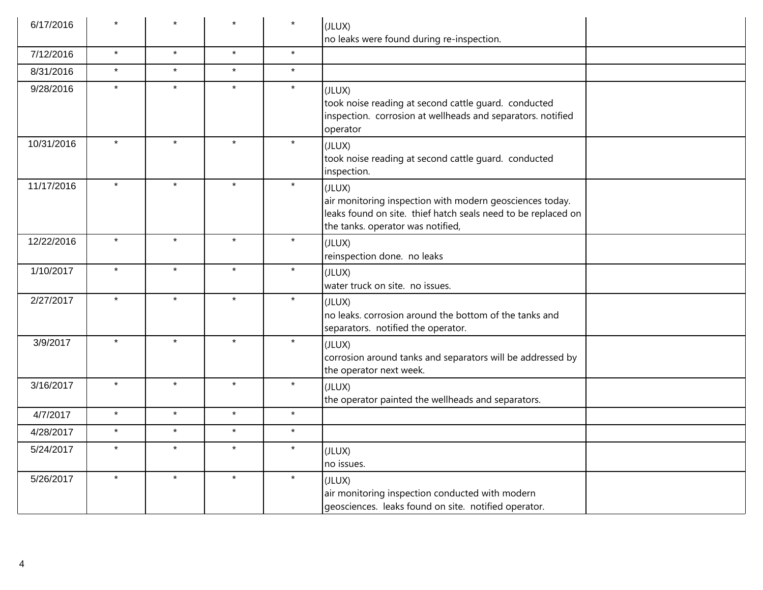| | | | | | | |
|---|---|---|---|---|---|---|
| 6/17/2016 | * | * | * | * | (JLUX)<br>no leaks were found during re-inspection. | |
| 7/12/2016 | * | * | * | * | | |
| 8/31/2016 | * | * | * | * | | |
| 9/28/2016 | * | * | * | * | (JLUX)<br>took noise reading at second cattle guard.  conducted inspection.  corrosion at wellheads and separators. notified operator | |
| 10/31/2016 | * | * | * | * | (JLUX)<br>took noise reading at second cattle guard.  conducted inspection. | |
| 11/17/2016 | * | * | * | * | (JLUX)<br>air monitoring inspection with modern geosciences today. leaks found on site.  thief hatch seals need to be replaced on the tanks. operator was notified, | |
| 12/22/2016 | * | * | * | * | (JLUX)<br>reinspection done.  no leaks | |
| 1/10/2017 | * | * | * | * | (JLUX)<br>water truck on site.  no issues. | |
| 2/27/2017 | * | * | * | * | (JLUX)<br>no leaks. corrosion around the bottom of the tanks and separators.  notified the operator. | |
| 3/9/2017 | * | * | * | * | (JLUX)<br>corrosion around tanks and separators will be addressed by the operator next week. | |
| 3/16/2017 | * | * | * | * | (JLUX)<br>the operator painted the wellheads and separators. | |
| 4/7/2017 | * | * | * | * | | |
| 4/28/2017 | * | * | * | * | | |
| 5/24/2017 | * | * | * | * | (JLUX)<br>no issues. | |
| 5/26/2017 | * | * | * | * | (JLUX)<br>air monitoring inspection conducted with modern geosciences.  leaks found on site.  notified operator. | |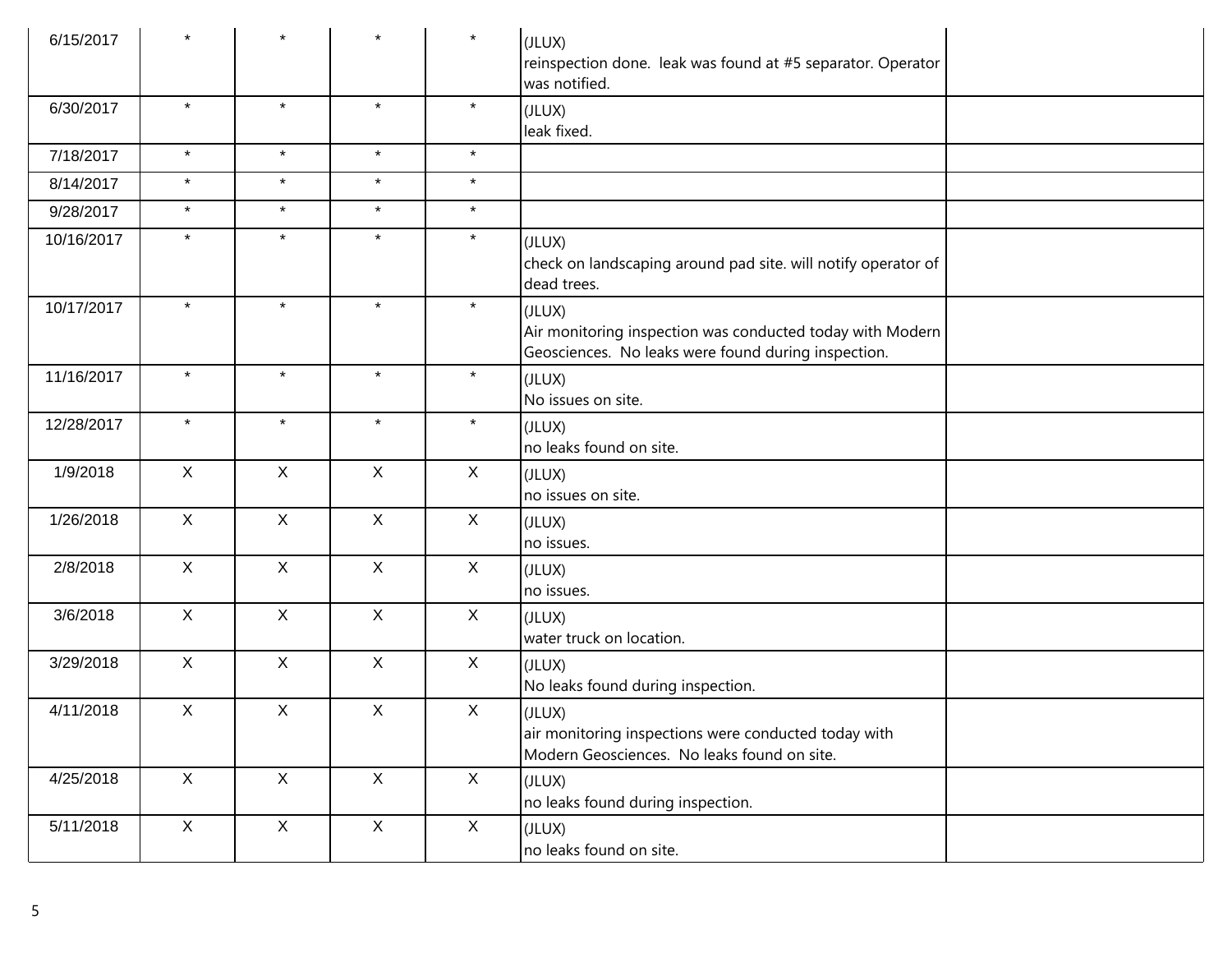| | | | | | | |
|---|---|---|---|---|---|---|
| 6/15/2017 | * | * | * | * | (JLUX)<br>reinspection done. leak was found at #5 separator. Operator was notified. | |
| 6/30/2017 | * | * | * | * | (JLUX)<br>leak fixed. | |
| 7/18/2017 | * | * | * | * | | |
| 8/14/2017 | * | * | * | * | | |
| 9/28/2017 | * | * | * | * | | |
| 10/16/2017 | * | * | * | * | (JLUX)<br>check on landscaping around pad site. will notify operator of dead trees. | |
| 10/17/2017 | * | * | * | * | (JLUX)<br>Air monitoring inspection was conducted today with Modern Geosciences. No leaks were found during inspection. | |
| 11/16/2017 | * | * | * | * | (JLUX)<br>No issues on site. | |
| 12/28/2017 | * | * | * | * | (JLUX)<br>no leaks found on site. | |
| 1/9/2018 | X | X | X | X | (JLUX)<br>no issues on site. | |
| 1/26/2018 | X | X | X | X | (JLUX)<br>no issues. | |
| 2/8/2018 | X | X | X | X | (JLUX)<br>no issues. | |
| 3/6/2018 | X | X | X | X | (JLUX)<br>water truck on location. | |
| 3/29/2018 | X | X | X | X | (JLUX)<br>No leaks found during inspection. | |
| 4/11/2018 | X | X | X | X | (JLUX)<br>air monitoring inspections were conducted today with Modern Geosciences. No leaks found on site. | |
| 4/25/2018 | X | X | X | X | (JLUX)<br>no leaks found during inspection. | |
| 5/11/2018 | X | X | X | X | (JLUX)<br>no leaks found on site. | |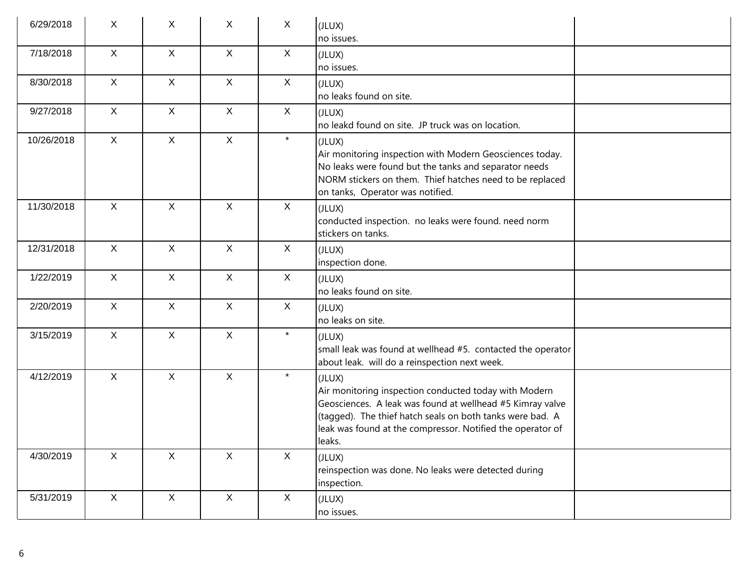| | | | | | | |
|---|---|---|---|---|---|---|
| 6/29/2018 | X | X | X | X | (JLUX)<br>no issues. | |
| 7/18/2018 | X | X | X | X | (JLUX)<br>no issues. | |
| 8/30/2018 | X | X | X | X | (JLUX)<br>no leaks found on site. | |
| 9/27/2018 | X | X | X | X | (JLUX)<br>no leakd found on site. JP truck was on location. | |
| 10/26/2018 | X | X | X | * | (JLUX)<br>Air monitoring inspection with Modern Geosciences today. No leaks were found but the tanks and separator needs NORM stickers on them. Thief hatches need to be replaced on tanks, Operator was notified. | |
| 11/30/2018 | X | X | X | X | (JLUX)<br>conducted inspection. no leaks were found. need norm stickers on tanks. | |
| 12/31/2018 | X | X | X | X | (JLUX)<br>inspection done. | |
| 1/22/2019 | X | X | X | X | (JLUX)<br>no leaks found on site. | |
| 2/20/2019 | X | X | X | X | (JLUX)<br>no leaks on site. | |
| 3/15/2019 | X | X | X | * | (JLUX)<br>small leak was found at wellhead #5. contacted the operator about leak. will do a reinspection next week. | |
| 4/12/2019 | X | X | X | * | (JLUX)<br>Air monitoring inspection conducted today with Modern Geosciences. A leak was found at wellhead #5 Kimray valve (tagged). The thief hatch seals on both tanks were bad. A leak was found at the compressor. Notified the operator of leaks. | |
| 4/30/2019 | X | X | X | X | (JLUX)<br>reinspection was done. No leaks were detected during inspection. | |
| 5/31/2019 | X | X | X | X | (JLUX)<br>no issues. | |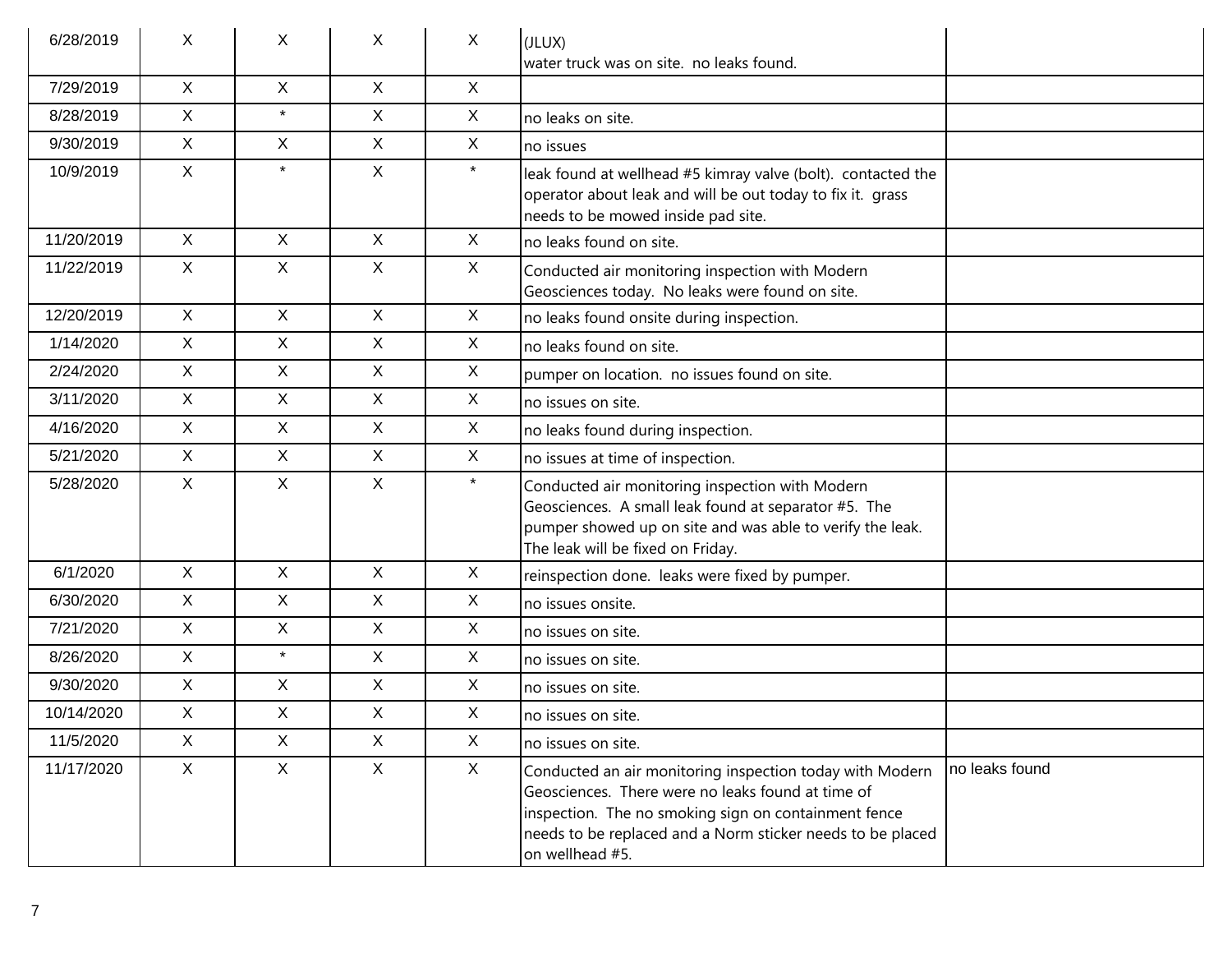| | | | | | | |
|---|---|---|---|---|---|---|
| 6/28/2019 | X | X | X | X | (JLUX)<br>water truck was on site. no leaks found. | |
| 7/29/2019 | X | X | X | X | | |
| 8/28/2019 | X | * | X | X | no leaks on site. | |
| 9/30/2019 | X | X | X | X | no issues | |
| 10/9/2019 | X | * | X | * | leak found at wellhead #5 kimray valve (bolt). contacted the operator about leak and will be out today to fix it. grass needs to be mowed inside pad site. | |
| 11/20/2019 | X | X | X | X | no leaks found on site. | |
| 11/22/2019 | X | X | X | X | Conducted air monitoring inspection with Modern Geosciences today. No leaks were found on site. | |
| 12/20/2019 | X | X | X | X | no leaks found onsite during inspection. | |
| 1/14/2020 | X | X | X | X | no leaks found on site. | |
| 2/24/2020 | X | X | X | X | pumper on location. no issues found on site. | |
| 3/11/2020 | X | X | X | X | no issues on site. | |
| 4/16/2020 | X | X | X | X | no leaks found during inspection. | |
| 5/21/2020 | X | X | X | X | no issues at time of inspection. | |
| 5/28/2020 | X | X | X | * | Conducted air monitoring inspection with Modern Geosciences. A small leak found at separator #5. The pumper showed up on site and was able to verify the leak. The leak will be fixed on Friday. | |
| 6/1/2020 | X | X | X | X | reinspection done. leaks were fixed by pumper. | |
| 6/30/2020 | X | X | X | X | no issues onsite. | |
| 7/21/2020 | X | X | X | X | no issues on site. | |
| 8/26/2020 | X | * | X | X | no issues on site. | |
| 9/30/2020 | X | X | X | X | no issues on site. | |
| 10/14/2020 | X | X | X | X | no issues on site. | |
| 11/5/2020 | X | X | X | X | no issues on site. | |
| 11/17/2020 | X | X | X | X | Conducted an air monitoring inspection today with Modern Geosciences. There were no leaks found at time of inspection. The no smoking sign on containment fence needs to be replaced and a Norm sticker needs to be placed on wellhead #5. | no leaks found |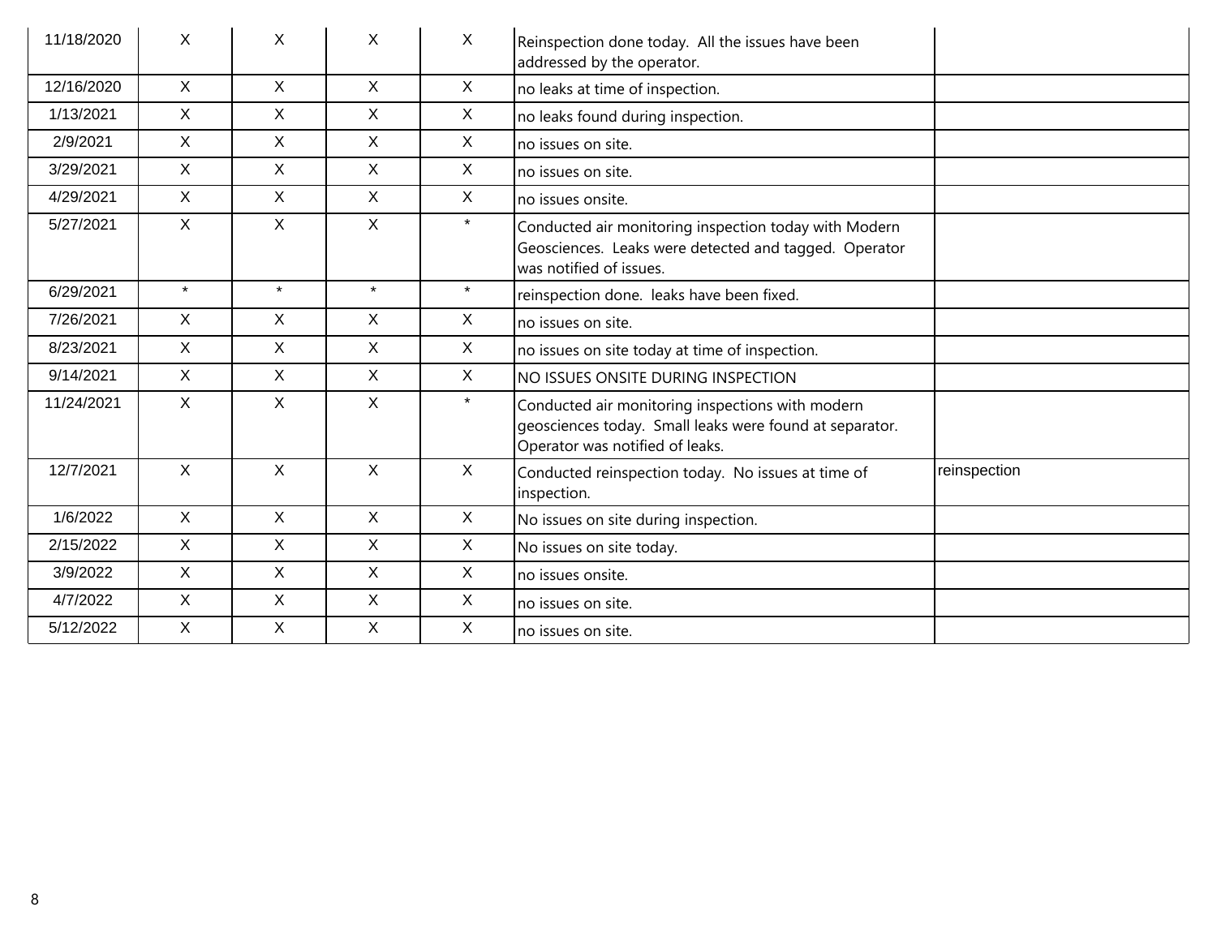| | | | | | | |
|---|---|---|---|---|---|---|
| 11/18/2020 | X | X | X | X | Reinspection done today. All the issues have been addressed by the operator. | |
| 12/16/2020 | X | X | X | X | no leaks at time of inspection. | |
| 1/13/2021 | X | X | X | X | no leaks found during inspection. | |
| 2/9/2021 | X | X | X | X | no issues on site. | |
| 3/29/2021 | X | X | X | X | no issues on site. | |
| 4/29/2021 | X | X | X | X | no issues onsite. | |
| 5/27/2021 | X | X | X | * | Conducted air monitoring inspection today with Modern Geosciences. Leaks were detected and tagged. Operator was notified of issues. | |
| 6/29/2021 | * | * | * | * | reinspection done. leaks have been fixed. | |
| 7/26/2021 | X | X | X | X | no issues on site. | |
| 8/23/2021 | X | X | X | X | no issues on site today at time of inspection. | |
| 9/14/2021 | X | X | X | X | NO ISSUES ONSITE DURING INSPECTION | |
| 11/24/2021 | X | X | X | * | Conducted air monitoring inspections with modern geosciences today. Small leaks were found at separator. Operator was notified of leaks. | |
| 12/7/2021 | X | X | X | X | Conducted reinspection today. No issues at time of inspection. | reinspection |
| 1/6/2022 | X | X | X | X | No issues on site during inspection. | |
| 2/15/2022 | X | X | X | X | No issues on site today. | |
| 3/9/2022 | X | X | X | X | no issues onsite. | |
| 4/7/2022 | X | X | X | X | no issues on site. | |
| 5/12/2022 | X | X | X | X | no issues on site. | |